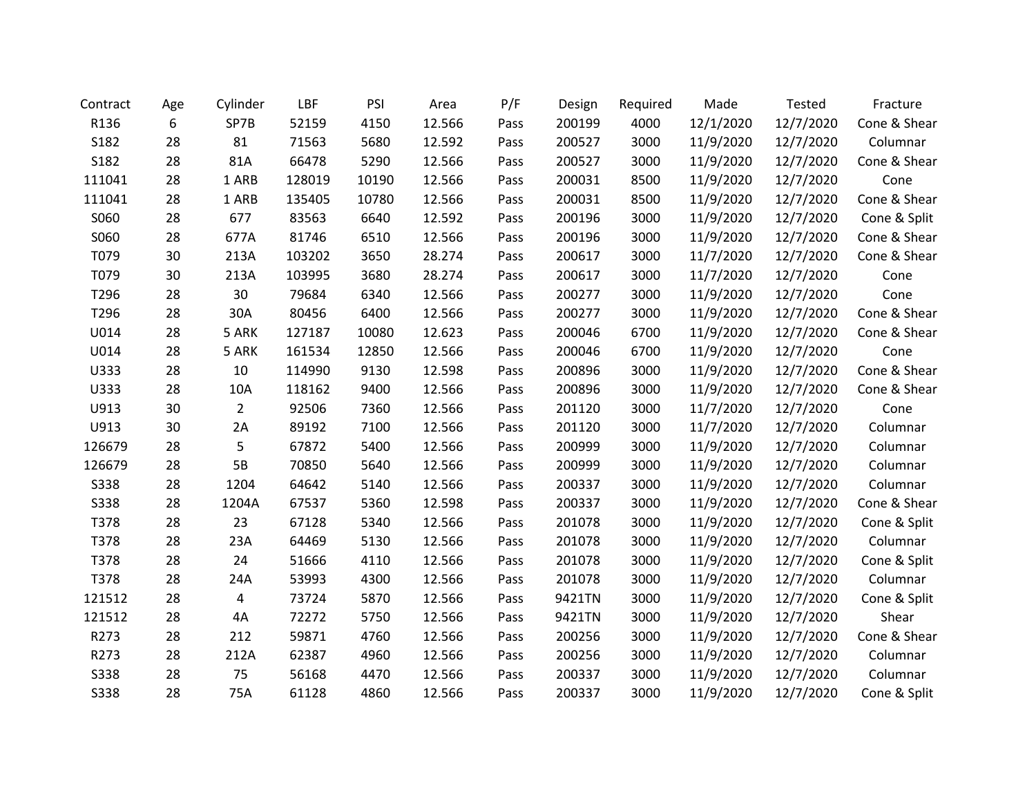| Contract | Age | Cylinder | LBF | PSI | Area | P/F | Design | Required | Made | Tested | Fracture |
|---|---|---|---|---|---|---|---|---|---|---|---|
| R136 | 6 | SP7B | 52159 | 4150 | 12.566 | Pass | 200199 | 4000 | 12/1/2020 | 12/7/2020 | Cone & Shear |
| S182 | 28 | 81 | 71563 | 5680 | 12.592 | Pass | 200527 | 3000 | 11/9/2020 | 12/7/2020 | Columnar |
| S182 | 28 | 81A | 66478 | 5290 | 12.566 | Pass | 200527 | 3000 | 11/9/2020 | 12/7/2020 | Cone & Shear |
| 111041 | 28 | 1 ARB | 128019 | 10190 | 12.566 | Pass | 200031 | 8500 | 11/9/2020 | 12/7/2020 | Cone |
| 111041 | 28 | 1 ARB | 135405 | 10780 | 12.566 | Pass | 200031 | 8500 | 11/9/2020 | 12/7/2020 | Cone & Shear |
| S060 | 28 | 677 | 83563 | 6640 | 12.592 | Pass | 200196 | 3000 | 11/9/2020 | 12/7/2020 | Cone & Split |
| S060 | 28 | 677A | 81746 | 6510 | 12.566 | Pass | 200196 | 3000 | 11/9/2020 | 12/7/2020 | Cone & Shear |
| T079 | 30 | 213A | 103202 | 3650 | 28.274 | Pass | 200617 | 3000 | 11/7/2020 | 12/7/2020 | Cone & Shear |
| T079 | 30 | 213A | 103995 | 3680 | 28.274 | Pass | 200617 | 3000 | 11/7/2020 | 12/7/2020 | Cone |
| T296 | 28 | 30 | 79684 | 6340 | 12.566 | Pass | 200277 | 3000 | 11/9/2020 | 12/7/2020 | Cone |
| T296 | 28 | 30A | 80456 | 6400 | 12.566 | Pass | 200277 | 3000 | 11/9/2020 | 12/7/2020 | Cone & Shear |
| U014 | 28 | 5 ARK | 127187 | 10080 | 12.623 | Pass | 200046 | 6700 | 11/9/2020 | 12/7/2020 | Cone & Shear |
| U014 | 28 | 5 ARK | 161534 | 12850 | 12.566 | Pass | 200046 | 6700 | 11/9/2020 | 12/7/2020 | Cone |
| U333 | 28 | 10 | 114990 | 9130 | 12.598 | Pass | 200896 | 3000 | 11/9/2020 | 12/7/2020 | Cone & Shear |
| U333 | 28 | 10A | 118162 | 9400 | 12.566 | Pass | 200896 | 3000 | 11/9/2020 | 12/7/2020 | Cone & Shear |
| U913 | 30 | 2 | 92506 | 7360 | 12.566 | Pass | 201120 | 3000 | 11/7/2020 | 12/7/2020 | Cone |
| U913 | 30 | 2A | 89192 | 7100 | 12.566 | Pass | 201120 | 3000 | 11/7/2020 | 12/7/2020 | Columnar |
| 126679 | 28 | 5 | 67872 | 5400 | 12.566 | Pass | 200999 | 3000 | 11/9/2020 | 12/7/2020 | Columnar |
| 126679 | 28 | 5B | 70850 | 5640 | 12.566 | Pass | 200999 | 3000 | 11/9/2020 | 12/7/2020 | Columnar |
| S338 | 28 | 1204 | 64642 | 5140 | 12.566 | Pass | 200337 | 3000 | 11/9/2020 | 12/7/2020 | Columnar |
| S338 | 28 | 1204A | 67537 | 5360 | 12.598 | Pass | 200337 | 3000 | 11/9/2020 | 12/7/2020 | Cone & Shear |
| T378 | 28 | 23 | 67128 | 5340 | 12.566 | Pass | 201078 | 3000 | 11/9/2020 | 12/7/2020 | Cone & Split |
| T378 | 28 | 23A | 64469 | 5130 | 12.566 | Pass | 201078 | 3000 | 11/9/2020 | 12/7/2020 | Columnar |
| T378 | 28 | 24 | 51666 | 4110 | 12.566 | Pass | 201078 | 3000 | 11/9/2020 | 12/7/2020 | Cone & Split |
| T378 | 28 | 24A | 53993 | 4300 | 12.566 | Pass | 201078 | 3000 | 11/9/2020 | 12/7/2020 | Columnar |
| 121512 | 28 | 4 | 73724 | 5870 | 12.566 | Pass | 9421TN | 3000 | 11/9/2020 | 12/7/2020 | Cone & Split |
| 121512 | 28 | 4A | 72272 | 5750 | 12.566 | Pass | 9421TN | 3000 | 11/9/2020 | 12/7/2020 | Shear |
| R273 | 28 | 212 | 59871 | 4760 | 12.566 | Pass | 200256 | 3000 | 11/9/2020 | 12/7/2020 | Cone & Shear |
| R273 | 28 | 212A | 62387 | 4960 | 12.566 | Pass | 200256 | 3000 | 11/9/2020 | 12/7/2020 | Columnar |
| S338 | 28 | 75 | 56168 | 4470 | 12.566 | Pass | 200337 | 3000 | 11/9/2020 | 12/7/2020 | Columnar |
| S338 | 28 | 75A | 61128 | 4860 | 12.566 | Pass | 200337 | 3000 | 11/9/2020 | 12/7/2020 | Cone & Split |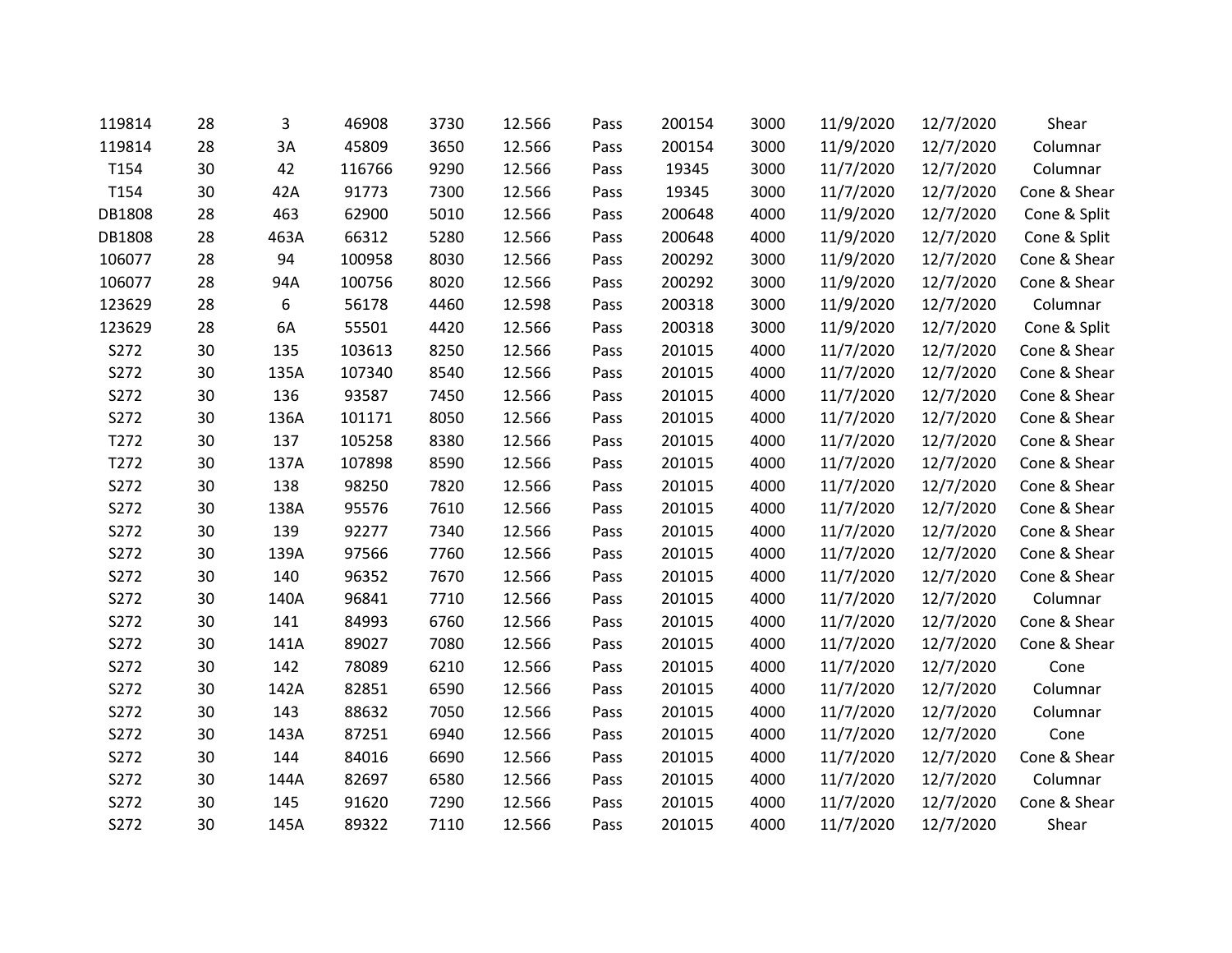| | | | | | | | | | | | |
|---|---|---|---|---|---|---|---|---|---|---|---|
| 119814 | 28 | 3 | 46908 | 3730 | 12.566 | Pass | 200154 | 3000 | 11/9/2020 | 12/7/2020 | Shear |
| 119814 | 28 | 3A | 45809 | 3650 | 12.566 | Pass | 200154 | 3000 | 11/9/2020 | 12/7/2020 | Columnar |
| T154 | 30 | 42 | 116766 | 9290 | 12.566 | Pass | 19345 | 3000 | 11/7/2020 | 12/7/2020 | Columnar |
| T154 | 30 | 42A | 91773 | 7300 | 12.566 | Pass | 19345 | 3000 | 11/7/2020 | 12/7/2020 | Cone & Shear |
| DB1808 | 28 | 463 | 62900 | 5010 | 12.566 | Pass | 200648 | 4000 | 11/9/2020 | 12/7/2020 | Cone & Split |
| DB1808 | 28 | 463A | 66312 | 5280 | 12.566 | Pass | 200648 | 4000 | 11/9/2020 | 12/7/2020 | Cone & Split |
| 106077 | 28 | 94 | 100958 | 8030 | 12.566 | Pass | 200292 | 3000 | 11/9/2020 | 12/7/2020 | Cone & Shear |
| 106077 | 28 | 94A | 100756 | 8020 | 12.566 | Pass | 200292 | 3000 | 11/9/2020 | 12/7/2020 | Cone & Shear |
| 123629 | 28 | 6 | 56178 | 4460 | 12.598 | Pass | 200318 | 3000 | 11/9/2020 | 12/7/2020 | Columnar |
| 123629 | 28 | 6A | 55501 | 4420 | 12.566 | Pass | 200318 | 3000 | 11/9/2020 | 12/7/2020 | Cone & Split |
| S272 | 30 | 135 | 103613 | 8250 | 12.566 | Pass | 201015 | 4000 | 11/7/2020 | 12/7/2020 | Cone & Shear |
| S272 | 30 | 135A | 107340 | 8540 | 12.566 | Pass | 201015 | 4000 | 11/7/2020 | 12/7/2020 | Cone & Shear |
| S272 | 30 | 136 | 93587 | 7450 | 12.566 | Pass | 201015 | 4000 | 11/7/2020 | 12/7/2020 | Cone & Shear |
| S272 | 30 | 136A | 101171 | 8050 | 12.566 | Pass | 201015 | 4000 | 11/7/2020 | 12/7/2020 | Cone & Shear |
| T272 | 30 | 137 | 105258 | 8380 | 12.566 | Pass | 201015 | 4000 | 11/7/2020 | 12/7/2020 | Cone & Shear |
| T272 | 30 | 137A | 107898 | 8590 | 12.566 | Pass | 201015 | 4000 | 11/7/2020 | 12/7/2020 | Cone & Shear |
| S272 | 30 | 138 | 98250 | 7820 | 12.566 | Pass | 201015 | 4000 | 11/7/2020 | 12/7/2020 | Cone & Shear |
| S272 | 30 | 138A | 95576 | 7610 | 12.566 | Pass | 201015 | 4000 | 11/7/2020 | 12/7/2020 | Cone & Shear |
| S272 | 30 | 139 | 92277 | 7340 | 12.566 | Pass | 201015 | 4000 | 11/7/2020 | 12/7/2020 | Cone & Shear |
| S272 | 30 | 139A | 97566 | 7760 | 12.566 | Pass | 201015 | 4000 | 11/7/2020 | 12/7/2020 | Cone & Shear |
| S272 | 30 | 140 | 96352 | 7670 | 12.566 | Pass | 201015 | 4000 | 11/7/2020 | 12/7/2020 | Cone & Shear |
| S272 | 30 | 140A | 96841 | 7710 | 12.566 | Pass | 201015 | 4000 | 11/7/2020 | 12/7/2020 | Columnar |
| S272 | 30 | 141 | 84993 | 6760 | 12.566 | Pass | 201015 | 4000 | 11/7/2020 | 12/7/2020 | Cone & Shear |
| S272 | 30 | 141A | 89027 | 7080 | 12.566 | Pass | 201015 | 4000 | 11/7/2020 | 12/7/2020 | Cone & Shear |
| S272 | 30 | 142 | 78089 | 6210 | 12.566 | Pass | 201015 | 4000 | 11/7/2020 | 12/7/2020 | Cone |
| S272 | 30 | 142A | 82851 | 6590 | 12.566 | Pass | 201015 | 4000 | 11/7/2020 | 12/7/2020 | Columnar |
| S272 | 30 | 143 | 88632 | 7050 | 12.566 | Pass | 201015 | 4000 | 11/7/2020 | 12/7/2020 | Columnar |
| S272 | 30 | 143A | 87251 | 6940 | 12.566 | Pass | 201015 | 4000 | 11/7/2020 | 12/7/2020 | Cone |
| S272 | 30 | 144 | 84016 | 6690 | 12.566 | Pass | 201015 | 4000 | 11/7/2020 | 12/7/2020 | Cone & Shear |
| S272 | 30 | 144A | 82697 | 6580 | 12.566 | Pass | 201015 | 4000 | 11/7/2020 | 12/7/2020 | Columnar |
| S272 | 30 | 145 | 91620 | 7290 | 12.566 | Pass | 201015 | 4000 | 11/7/2020 | 12/7/2020 | Cone & Shear |
| S272 | 30 | 145A | 89322 | 7110 | 12.566 | Pass | 201015 | 4000 | 11/7/2020 | 12/7/2020 | Shear |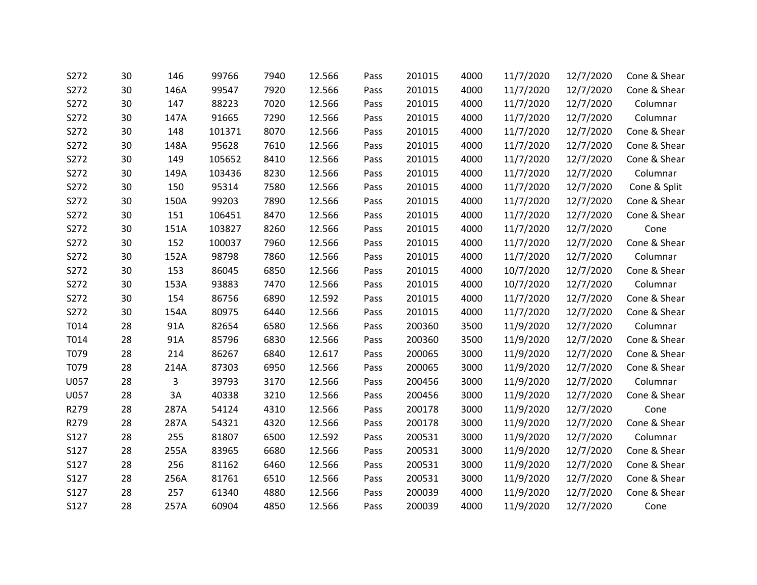| | | | | | | | | | | | |
|---|---|---|---|---|---|---|---|---|---|---|---|
| S272 | 30 | 146 | 99766 | 7940 | 12.566 | Pass | 201015 | 4000 | 11/7/2020 | 12/7/2020 | Cone & Shear |
| S272 | 30 | 146A | 99547 | 7920 | 12.566 | Pass | 201015 | 4000 | 11/7/2020 | 12/7/2020 | Cone & Shear |
| S272 | 30 | 147 | 88223 | 7020 | 12.566 | Pass | 201015 | 4000 | 11/7/2020 | 12/7/2020 | Columnar |
| S272 | 30 | 147A | 91665 | 7290 | 12.566 | Pass | 201015 | 4000 | 11/7/2020 | 12/7/2020 | Columnar |
| S272 | 30 | 148 | 101371 | 8070 | 12.566 | Pass | 201015 | 4000 | 11/7/2020 | 12/7/2020 | Cone & Shear |
| S272 | 30 | 148A | 95628 | 7610 | 12.566 | Pass | 201015 | 4000 | 11/7/2020 | 12/7/2020 | Cone & Shear |
| S272 | 30 | 149 | 105652 | 8410 | 12.566 | Pass | 201015 | 4000 | 11/7/2020 | 12/7/2020 | Cone & Shear |
| S272 | 30 | 149A | 103436 | 8230 | 12.566 | Pass | 201015 | 4000 | 11/7/2020 | 12/7/2020 | Columnar |
| S272 | 30 | 150 | 95314 | 7580 | 12.566 | Pass | 201015 | 4000 | 11/7/2020 | 12/7/2020 | Cone & Split |
| S272 | 30 | 150A | 99203 | 7890 | 12.566 | Pass | 201015 | 4000 | 11/7/2020 | 12/7/2020 | Cone & Shear |
| S272 | 30 | 151 | 106451 | 8470 | 12.566 | Pass | 201015 | 4000 | 11/7/2020 | 12/7/2020 | Cone & Shear |
| S272 | 30 | 151A | 103827 | 8260 | 12.566 | Pass | 201015 | 4000 | 11/7/2020 | 12/7/2020 | Cone |
| S272 | 30 | 152 | 100037 | 7960 | 12.566 | Pass | 201015 | 4000 | 11/7/2020 | 12/7/2020 | Cone & Shear |
| S272 | 30 | 152A | 98798 | 7860 | 12.566 | Pass | 201015 | 4000 | 11/7/2020 | 12/7/2020 | Columnar |
| S272 | 30 | 153 | 86045 | 6850 | 12.566 | Pass | 201015 | 4000 | 10/7/2020 | 12/7/2020 | Cone & Shear |
| S272 | 30 | 153A | 93883 | 7470 | 12.566 | Pass | 201015 | 4000 | 10/7/2020 | 12/7/2020 | Columnar |
| S272 | 30 | 154 | 86756 | 6890 | 12.592 | Pass | 201015 | 4000 | 11/7/2020 | 12/7/2020 | Cone & Shear |
| S272 | 30 | 154A | 80975 | 6440 | 12.566 | Pass | 201015 | 4000 | 11/7/2020 | 12/7/2020 | Cone & Shear |
| T014 | 28 | 91A | 82654 | 6580 | 12.566 | Pass | 200360 | 3500 | 11/9/2020 | 12/7/2020 | Columnar |
| T014 | 28 | 91A | 85796 | 6830 | 12.566 | Pass | 200360 | 3500 | 11/9/2020 | 12/7/2020 | Cone & Shear |
| T079 | 28 | 214 | 86267 | 6840 | 12.617 | Pass | 200065 | 3000 | 11/9/2020 | 12/7/2020 | Cone & Shear |
| T079 | 28 | 214A | 87303 | 6950 | 12.566 | Pass | 200065 | 3000 | 11/9/2020 | 12/7/2020 | Cone & Shear |
| U057 | 28 | 3 | 39793 | 3170 | 12.566 | Pass | 200456 | 3000 | 11/9/2020 | 12/7/2020 | Columnar |
| U057 | 28 | 3A | 40338 | 3210 | 12.566 | Pass | 200456 | 3000 | 11/9/2020 | 12/7/2020 | Cone & Shear |
| R279 | 28 | 287A | 54124 | 4310 | 12.566 | Pass | 200178 | 3000 | 11/9/2020 | 12/7/2020 | Cone |
| R279 | 28 | 287A | 54321 | 4320 | 12.566 | Pass | 200178 | 3000 | 11/9/2020 | 12/7/2020 | Cone & Shear |
| S127 | 28 | 255 | 81807 | 6500 | 12.592 | Pass | 200531 | 3000 | 11/9/2020 | 12/7/2020 | Columnar |
| S127 | 28 | 255A | 83965 | 6680 | 12.566 | Pass | 200531 | 3000 | 11/9/2020 | 12/7/2020 | Cone & Shear |
| S127 | 28 | 256 | 81162 | 6460 | 12.566 | Pass | 200531 | 3000 | 11/9/2020 | 12/7/2020 | Cone & Shear |
| S127 | 28 | 256A | 81761 | 6510 | 12.566 | Pass | 200531 | 3000 | 11/9/2020 | 12/7/2020 | Cone & Shear |
| S127 | 28 | 257 | 61340 | 4880 | 12.566 | Pass | 200039 | 4000 | 11/9/2020 | 12/7/2020 | Cone & Shear |
| S127 | 28 | 257A | 60904 | 4850 | 12.566 | Pass | 200039 | 4000 | 11/9/2020 | 12/7/2020 | Cone |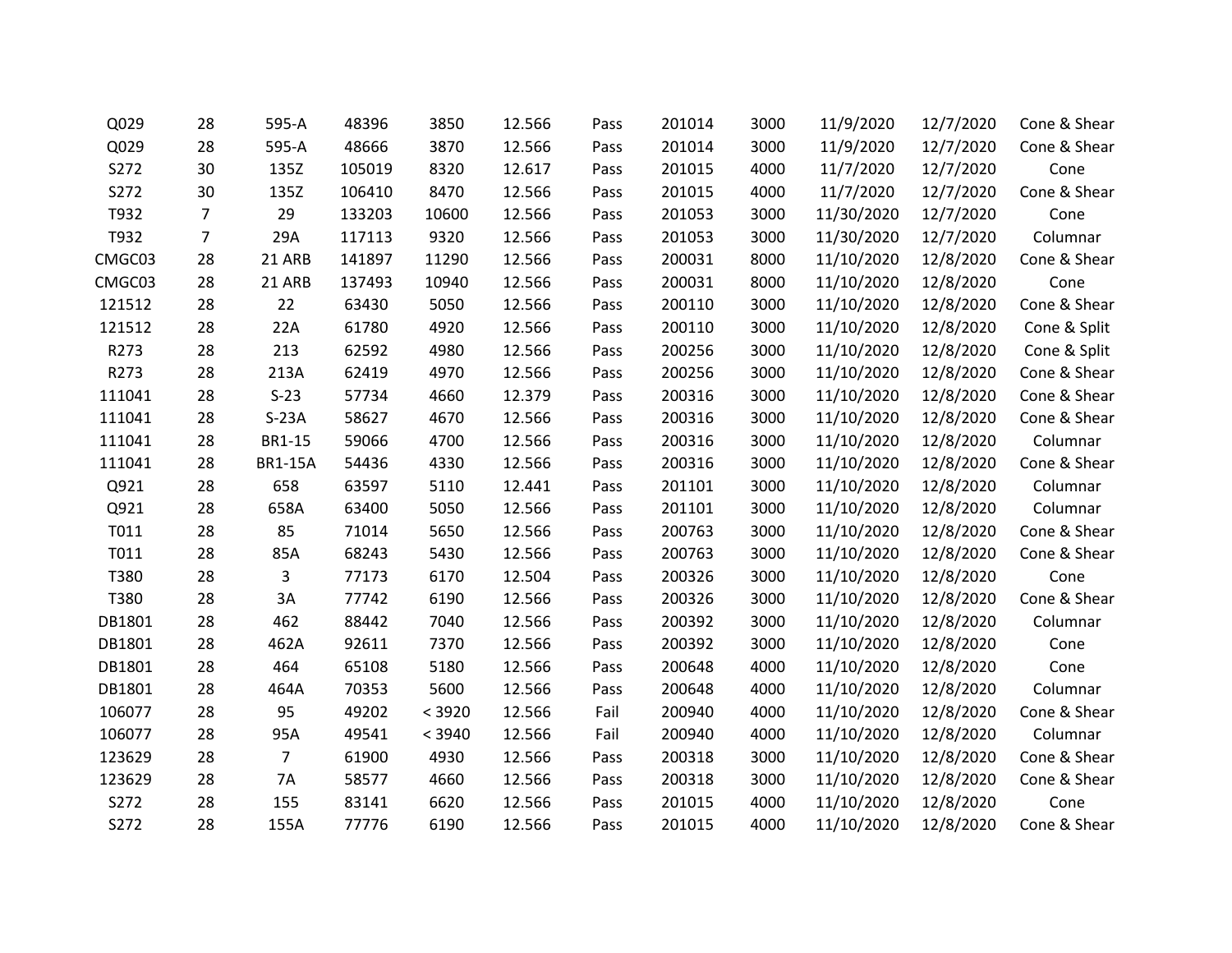| | | | | | | | | | | | |
|---|---|---|---|---|---|---|---|---|---|---|---|
| Q029 | 28 | 595-A | 48396 | 3850 | 12.566 | Pass | 201014 | 3000 | 11/9/2020 | 12/7/2020 | Cone & Shear |
| Q029 | 28 | 595-A | 48666 | 3870 | 12.566 | Pass | 201014 | 3000 | 11/9/2020 | 12/7/2020 | Cone & Shear |
| S272 | 30 | 135Z | 105019 | 8320 | 12.617 | Pass | 201015 | 4000 | 11/7/2020 | 12/7/2020 | Cone |
| S272 | 30 | 135Z | 106410 | 8470 | 12.566 | Pass | 201015 | 4000 | 11/7/2020 | 12/7/2020 | Cone & Shear |
| T932 | 7 | 29 | 133203 | 10600 | 12.566 | Pass | 201053 | 3000 | 11/30/2020 | 12/7/2020 | Cone |
| T932 | 7 | 29A | 117113 | 9320 | 12.566 | Pass | 201053 | 3000 | 11/30/2020 | 12/7/2020 | Columnar |
| CMGC03 | 28 | 21 ARB | 141897 | 11290 | 12.566 | Pass | 200031 | 8000 | 11/10/2020 | 12/8/2020 | Cone & Shear |
| CMGC03 | 28 | 21 ARB | 137493 | 10940 | 12.566 | Pass | 200031 | 8000 | 11/10/2020 | 12/8/2020 | Cone |
| 121512 | 28 | 22 | 63430 | 5050 | 12.566 | Pass | 200110 | 3000 | 11/10/2020 | 12/8/2020 | Cone & Shear |
| 121512 | 28 | 22A | 61780 | 4920 | 12.566 | Pass | 200110 | 3000 | 11/10/2020 | 12/8/2020 | Cone & Split |
| R273 | 28 | 213 | 62592 | 4980 | 12.566 | Pass | 200256 | 3000 | 11/10/2020 | 12/8/2020 | Cone & Split |
| R273 | 28 | 213A | 62419 | 4970 | 12.566 | Pass | 200256 | 3000 | 11/10/2020 | 12/8/2020 | Cone & Shear |
| 111041 | 28 | S-23 | 57734 | 4660 | 12.379 | Pass | 200316 | 3000 | 11/10/2020 | 12/8/2020 | Cone & Shear |
| 111041 | 28 | S-23A | 58627 | 4670 | 12.566 | Pass | 200316 | 3000 | 11/10/2020 | 12/8/2020 | Cone & Shear |
| 111041 | 28 | BR1-15 | 59066 | 4700 | 12.566 | Pass | 200316 | 3000 | 11/10/2020 | 12/8/2020 | Columnar |
| 111041 | 28 | BR1-15A | 54436 | 4330 | 12.566 | Pass | 200316 | 3000 | 11/10/2020 | 12/8/2020 | Cone & Shear |
| Q921 | 28 | 658 | 63597 | 5110 | 12.441 | Pass | 201101 | 3000 | 11/10/2020 | 12/8/2020 | Columnar |
| Q921 | 28 | 658A | 63400 | 5050 | 12.566 | Pass | 201101 | 3000 | 11/10/2020 | 12/8/2020 | Columnar |
| T011 | 28 | 85 | 71014 | 5650 | 12.566 | Pass | 200763 | 3000 | 11/10/2020 | 12/8/2020 | Cone & Shear |
| T011 | 28 | 85A | 68243 | 5430 | 12.566 | Pass | 200763 | 3000 | 11/10/2020 | 12/8/2020 | Cone & Shear |
| T380 | 28 | 3 | 77173 | 6170 | 12.504 | Pass | 200326 | 3000 | 11/10/2020 | 12/8/2020 | Cone |
| T380 | 28 | 3A | 77742 | 6190 | 12.566 | Pass | 200326 | 3000 | 11/10/2020 | 12/8/2020 | Cone & Shear |
| DB1801 | 28 | 462 | 88442 | 7040 | 12.566 | Pass | 200392 | 3000 | 11/10/2020 | 12/8/2020 | Columnar |
| DB1801 | 28 | 462A | 92611 | 7370 | 12.566 | Pass | 200392 | 3000 | 11/10/2020 | 12/8/2020 | Cone |
| DB1801 | 28 | 464 | 65108 | 5180 | 12.566 | Pass | 200648 | 4000 | 11/10/2020 | 12/8/2020 | Cone |
| DB1801 | 28 | 464A | 70353 | 5600 | 12.566 | Pass | 200648 | 4000 | 11/10/2020 | 12/8/2020 | Columnar |
| 106077 | 28 | 95 | 49202 | < 3920 | 12.566 | Fail | 200940 | 4000 | 11/10/2020 | 12/8/2020 | Cone & Shear |
| 106077 | 28 | 95A | 49541 | < 3940 | 12.566 | Fail | 200940 | 4000 | 11/10/2020 | 12/8/2020 | Columnar |
| 123629 | 28 | 7 | 61900 | 4930 | 12.566 | Pass | 200318 | 3000 | 11/10/2020 | 12/8/2020 | Cone & Shear |
| 123629 | 28 | 7A | 58577 | 4660 | 12.566 | Pass | 200318 | 3000 | 11/10/2020 | 12/8/2020 | Cone & Shear |
| S272 | 28 | 155 | 83141 | 6620 | 12.566 | Pass | 201015 | 4000 | 11/10/2020 | 12/8/2020 | Cone |
| S272 | 28 | 155A | 77776 | 6190 | 12.566 | Pass | 201015 | 4000 | 11/10/2020 | 12/8/2020 | Cone & Shear |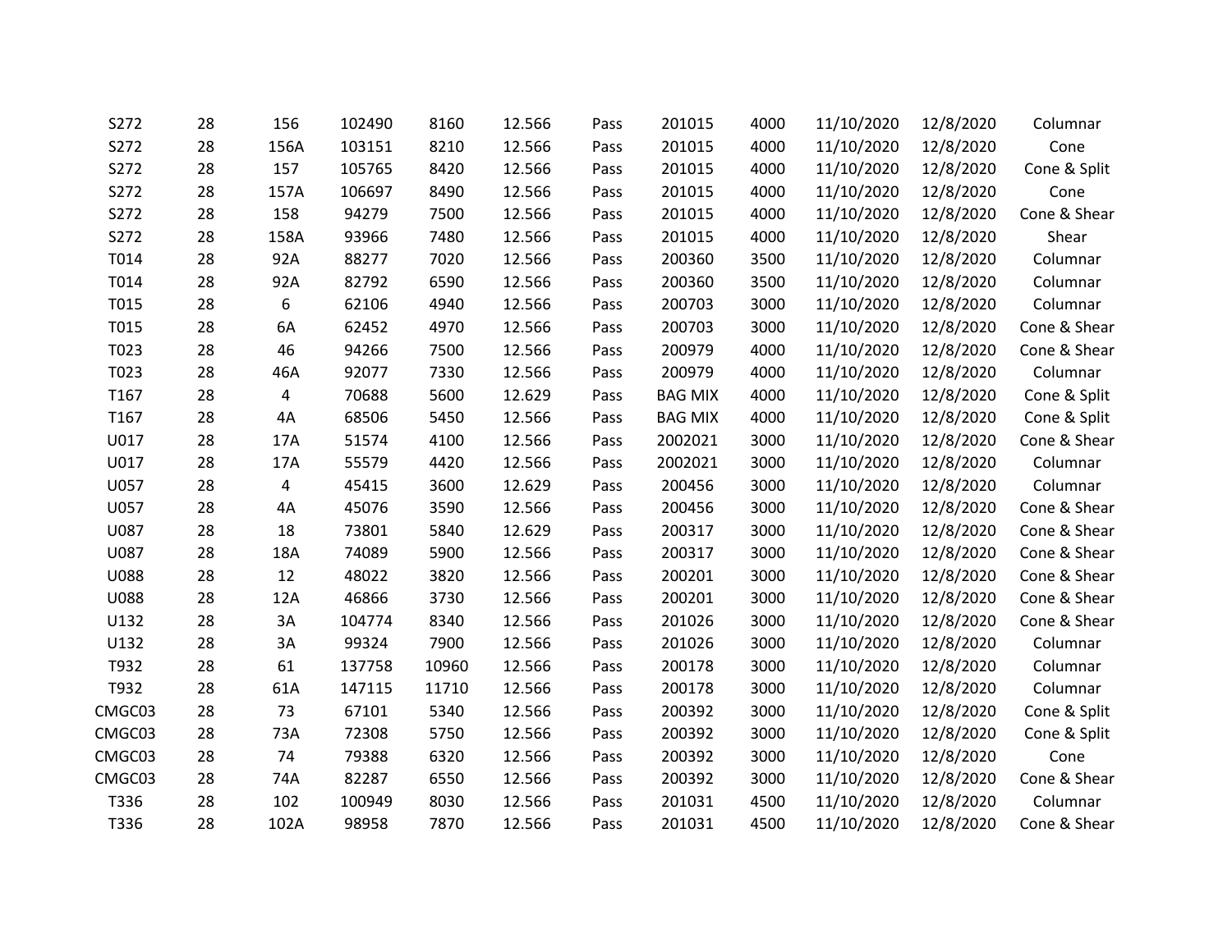| | | | | | | | | | | | |
|---|---|---|---|---|---|---|---|---|---|---|---|
| S272 | 28 | 156 | 102490 | 8160 | 12.566 | Pass | 201015 | 4000 | 11/10/2020 | 12/8/2020 | Columnar |
| S272 | 28 | 156A | 103151 | 8210 | 12.566 | Pass | 201015 | 4000 | 11/10/2020 | 12/8/2020 | Cone |
| S272 | 28 | 157 | 105765 | 8420 | 12.566 | Pass | 201015 | 4000 | 11/10/2020 | 12/8/2020 | Cone & Split |
| S272 | 28 | 157A | 106697 | 8490 | 12.566 | Pass | 201015 | 4000 | 11/10/2020 | 12/8/2020 | Cone |
| S272 | 28 | 158 | 94279 | 7500 | 12.566 | Pass | 201015 | 4000 | 11/10/2020 | 12/8/2020 | Cone & Shear |
| S272 | 28 | 158A | 93966 | 7480 | 12.566 | Pass | 201015 | 4000 | 11/10/2020 | 12/8/2020 | Shear |
| T014 | 28 | 92A | 88277 | 7020 | 12.566 | Pass | 200360 | 3500 | 11/10/2020 | 12/8/2020 | Columnar |
| T014 | 28 | 92A | 82792 | 6590 | 12.566 | Pass | 200360 | 3500 | 11/10/2020 | 12/8/2020 | Columnar |
| T015 | 28 | 6 | 62106 | 4940 | 12.566 | Pass | 200703 | 3000 | 11/10/2020 | 12/8/2020 | Columnar |
| T015 | 28 | 6A | 62452 | 4970 | 12.566 | Pass | 200703 | 3000 | 11/10/2020 | 12/8/2020 | Cone & Shear |
| T023 | 28 | 46 | 94266 | 7500 | 12.566 | Pass | 200979 | 4000 | 11/10/2020 | 12/8/2020 | Cone & Shear |
| T023 | 28 | 46A | 92077 | 7330 | 12.566 | Pass | 200979 | 4000 | 11/10/2020 | 12/8/2020 | Columnar |
| T167 | 28 | 4 | 70688 | 5600 | 12.629 | Pass | BAG MIX | 4000 | 11/10/2020 | 12/8/2020 | Cone & Split |
| T167 | 28 | 4A | 68506 | 5450 | 12.566 | Pass | BAG MIX | 4000 | 11/10/2020 | 12/8/2020 | Cone & Split |
| U017 | 28 | 17A | 51574 | 4100 | 12.566 | Pass | 2002021 | 3000 | 11/10/2020 | 12/8/2020 | Cone & Shear |
| U017 | 28 | 17A | 55579 | 4420 | 12.566 | Pass | 2002021 | 3000 | 11/10/2020 | 12/8/2020 | Columnar |
| U057 | 28 | 4 | 45415 | 3600 | 12.629 | Pass | 200456 | 3000 | 11/10/2020 | 12/8/2020 | Columnar |
| U057 | 28 | 4A | 45076 | 3590 | 12.566 | Pass | 200456 | 3000 | 11/10/2020 | 12/8/2020 | Cone & Shear |
| U087 | 28 | 18 | 73801 | 5840 | 12.629 | Pass | 200317 | 3000 | 11/10/2020 | 12/8/2020 | Cone & Shear |
| U087 | 28 | 18A | 74089 | 5900 | 12.566 | Pass | 200317 | 3000 | 11/10/2020 | 12/8/2020 | Cone & Shear |
| U088 | 28 | 12 | 48022 | 3820 | 12.566 | Pass | 200201 | 3000 | 11/10/2020 | 12/8/2020 | Cone & Shear |
| U088 | 28 | 12A | 46866 | 3730 | 12.566 | Pass | 200201 | 3000 | 11/10/2020 | 12/8/2020 | Cone & Shear |
| U132 | 28 | 3A | 104774 | 8340 | 12.566 | Pass | 201026 | 3000 | 11/10/2020 | 12/8/2020 | Cone & Shear |
| U132 | 28 | 3A | 99324 | 7900 | 12.566 | Pass | 201026 | 3000 | 11/10/2020 | 12/8/2020 | Columnar |
| T932 | 28 | 61 | 137758 | 10960 | 12.566 | Pass | 200178 | 3000 | 11/10/2020 | 12/8/2020 | Columnar |
| T932 | 28 | 61A | 147115 | 11710 | 12.566 | Pass | 200178 | 3000 | 11/10/2020 | 12/8/2020 | Columnar |
| CMGC03 | 28 | 73 | 67101 | 5340 | 12.566 | Pass | 200392 | 3000 | 11/10/2020 | 12/8/2020 | Cone & Split |
| CMGC03 | 28 | 73A | 72308 | 5750 | 12.566 | Pass | 200392 | 3000 | 11/10/2020 | 12/8/2020 | Cone & Split |
| CMGC03 | 28 | 74 | 79388 | 6320 | 12.566 | Pass | 200392 | 3000 | 11/10/2020 | 12/8/2020 | Cone |
| CMGC03 | 28 | 74A | 82287 | 6550 | 12.566 | Pass | 200392 | 3000 | 11/10/2020 | 12/8/2020 | Cone & Shear |
| T336 | 28 | 102 | 100949 | 8030 | 12.566 | Pass | 201031 | 4500 | 11/10/2020 | 12/8/2020 | Columnar |
| T336 | 28 | 102A | 98958 | 7870 | 12.566 | Pass | 201031 | 4500 | 11/10/2020 | 12/8/2020 | Cone & Shear |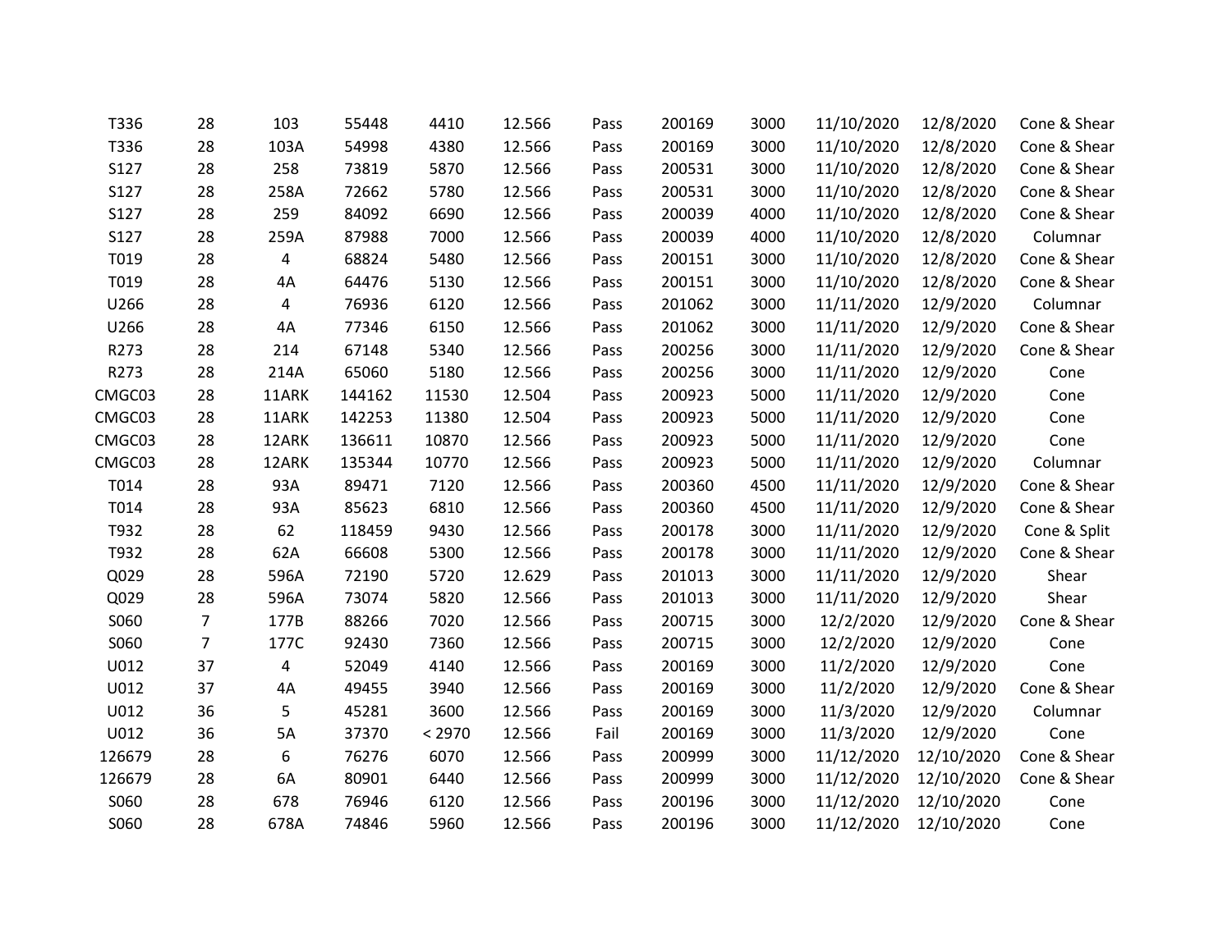| | | | | | | | | | | | |
|---|---|---|---|---|---|---|---|---|---|---|---|
| T336 | 28 | 103 | 55448 | 4410 | 12.566 | Pass | 200169 | 3000 | 11/10/2020 | 12/8/2020 | Cone & Shear |
| T336 | 28 | 103A | 54998 | 4380 | 12.566 | Pass | 200169 | 3000 | 11/10/2020 | 12/8/2020 | Cone & Shear |
| S127 | 28 | 258 | 73819 | 5870 | 12.566 | Pass | 200531 | 3000 | 11/10/2020 | 12/8/2020 | Cone & Shear |
| S127 | 28 | 258A | 72662 | 5780 | 12.566 | Pass | 200531 | 3000 | 11/10/2020 | 12/8/2020 | Cone & Shear |
| S127 | 28 | 259 | 84092 | 6690 | 12.566 | Pass | 200039 | 4000 | 11/10/2020 | 12/8/2020 | Cone & Shear |
| S127 | 28 | 259A | 87988 | 7000 | 12.566 | Pass | 200039 | 4000 | 11/10/2020 | 12/8/2020 | Columnar |
| T019 | 28 | 4 | 68824 | 5480 | 12.566 | Pass | 200151 | 3000 | 11/10/2020 | 12/8/2020 | Cone & Shear |
| T019 | 28 | 4A | 64476 | 5130 | 12.566 | Pass | 200151 | 3000 | 11/10/2020 | 12/8/2020 | Cone & Shear |
| U266 | 28 | 4 | 76936 | 6120 | 12.566 | Pass | 201062 | 3000 | 11/11/2020 | 12/9/2020 | Columnar |
| U266 | 28 | 4A | 77346 | 6150 | 12.566 | Pass | 201062 | 3000 | 11/11/2020 | 12/9/2020 | Cone & Shear |
| R273 | 28 | 214 | 67148 | 5340 | 12.566 | Pass | 200256 | 3000 | 11/11/2020 | 12/9/2020 | Cone & Shear |
| R273 | 28 | 214A | 65060 | 5180 | 12.566 | Pass | 200256 | 3000 | 11/11/2020 | 12/9/2020 | Cone |
| CMGC03 | 28 | 11ARK | 144162 | 11530 | 12.504 | Pass | 200923 | 5000 | 11/11/2020 | 12/9/2020 | Cone |
| CMGC03 | 28 | 11ARK | 142253 | 11380 | 12.504 | Pass | 200923 | 5000 | 11/11/2020 | 12/9/2020 | Cone |
| CMGC03 | 28 | 12ARK | 136611 | 10870 | 12.566 | Pass | 200923 | 5000 | 11/11/2020 | 12/9/2020 | Cone |
| CMGC03 | 28 | 12ARK | 135344 | 10770 | 12.566 | Pass | 200923 | 5000 | 11/11/2020 | 12/9/2020 | Columnar |
| T014 | 28 | 93A | 89471 | 7120 | 12.566 | Pass | 200360 | 4500 | 11/11/2020 | 12/9/2020 | Cone & Shear |
| T014 | 28 | 93A | 85623 | 6810 | 12.566 | Pass | 200360 | 4500 | 11/11/2020 | 12/9/2020 | Cone & Shear |
| T932 | 28 | 62 | 118459 | 9430 | 12.566 | Pass | 200178 | 3000 | 11/11/2020 | 12/9/2020 | Cone & Split |
| T932 | 28 | 62A | 66608 | 5300 | 12.566 | Pass | 200178 | 3000 | 11/11/2020 | 12/9/2020 | Cone & Shear |
| Q029 | 28 | 596A | 72190 | 5720 | 12.629 | Pass | 201013 | 3000 | 11/11/2020 | 12/9/2020 | Shear |
| Q029 | 28 | 596A | 73074 | 5820 | 12.566 | Pass | 201013 | 3000 | 11/11/2020 | 12/9/2020 | Shear |
| S060 | 7 | 177B | 88266 | 7020 | 12.566 | Pass | 200715 | 3000 | 12/2/2020 | 12/9/2020 | Cone & Shear |
| S060 | 7 | 177C | 92430 | 7360 | 12.566 | Pass | 200715 | 3000 | 12/2/2020 | 12/9/2020 | Cone |
| U012 | 37 | 4 | 52049 | 4140 | 12.566 | Pass | 200169 | 3000 | 11/2/2020 | 12/9/2020 | Cone |
| U012 | 37 | 4A | 49455 | 3940 | 12.566 | Pass | 200169 | 3000 | 11/2/2020 | 12/9/2020 | Cone & Shear |
| U012 | 36 | 5 | 45281 | 3600 | 12.566 | Pass | 200169 | 3000 | 11/3/2020 | 12/9/2020 | Columnar |
| U012 | 36 | 5A | 37370 | < 2970 | 12.566 | Fail | 200169 | 3000 | 11/3/2020 | 12/9/2020 | Cone |
| 126679 | 28 | 6 | 76276 | 6070 | 12.566 | Pass | 200999 | 3000 | 11/12/2020 | 12/10/2020 | Cone & Shear |
| 126679 | 28 | 6A | 80901 | 6440 | 12.566 | Pass | 200999 | 3000 | 11/12/2020 | 12/10/2020 | Cone & Shear |
| S060 | 28 | 678 | 76946 | 6120 | 12.566 | Pass | 200196 | 3000 | 11/12/2020 | 12/10/2020 | Cone |
| S060 | 28 | 678A | 74846 | 5960 | 12.566 | Pass | 200196 | 3000 | 11/12/2020 | 12/10/2020 | Cone |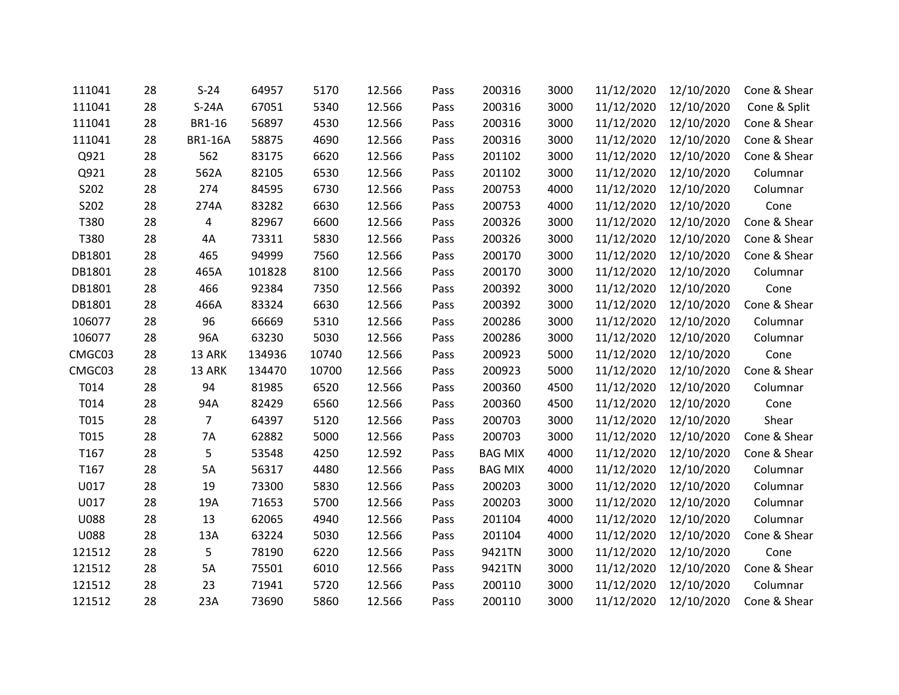| | | | | | | | | | | | |
|---|---|---|---|---|---|---|---|---|---|---|---|
| 111041 | 28 | S-24 | 64957 | 5170 | 12.566 | Pass | 200316 | 3000 | 11/12/2020 | 12/10/2020 | Cone & Shear |
| 111041 | 28 | S-24A | 67051 | 5340 | 12.566 | Pass | 200316 | 3000 | 11/12/2020 | 12/10/2020 | Cone & Split |
| 111041 | 28 | BR1-16 | 56897 | 4530 | 12.566 | Pass | 200316 | 3000 | 11/12/2020 | 12/10/2020 | Cone & Shear |
| 111041 | 28 | BR1-16A | 58875 | 4690 | 12.566 | Pass | 200316 | 3000 | 11/12/2020 | 12/10/2020 | Cone & Shear |
| Q921 | 28 | 562 | 83175 | 6620 | 12.566 | Pass | 201102 | 3000 | 11/12/2020 | 12/10/2020 | Cone & Shear |
| Q921 | 28 | 562A | 82105 | 6530 | 12.566 | Pass | 201102 | 3000 | 11/12/2020 | 12/10/2020 | Columnar |
| S202 | 28 | 274 | 84595 | 6730 | 12.566 | Pass | 200753 | 4000 | 11/12/2020 | 12/10/2020 | Columnar |
| S202 | 28 | 274A | 83282 | 6630 | 12.566 | Pass | 200753 | 4000 | 11/12/2020 | 12/10/2020 | Cone |
| T380 | 28 | 4 | 82967 | 6600 | 12.566 | Pass | 200326 | 3000 | 11/12/2020 | 12/10/2020 | Cone & Shear |
| T380 | 28 | 4A | 73311 | 5830 | 12.566 | Pass | 200326 | 3000 | 11/12/2020 | 12/10/2020 | Cone & Shear |
| DB1801 | 28 | 465 | 94999 | 7560 | 12.566 | Pass | 200170 | 3000 | 11/12/2020 | 12/10/2020 | Cone & Shear |
| DB1801 | 28 | 465A | 101828 | 8100 | 12.566 | Pass | 200170 | 3000 | 11/12/2020 | 12/10/2020 | Columnar |
| DB1801 | 28 | 466 | 92384 | 7350 | 12.566 | Pass | 200392 | 3000 | 11/12/2020 | 12/10/2020 | Cone |
| DB1801 | 28 | 466A | 83324 | 6630 | 12.566 | Pass | 200392 | 3000 | 11/12/2020 | 12/10/2020 | Cone & Shear |
| 106077 | 28 | 96 | 66669 | 5310 | 12.566 | Pass | 200286 | 3000 | 11/12/2020 | 12/10/2020 | Columnar |
| 106077 | 28 | 96A | 63230 | 5030 | 12.566 | Pass | 200286 | 3000 | 11/12/2020 | 12/10/2020 | Columnar |
| CMGC03 | 28 | 13 ARK | 134936 | 10740 | 12.566 | Pass | 200923 | 5000 | 11/12/2020 | 12/10/2020 | Cone |
| CMGC03 | 28 | 13 ARK | 134470 | 10700 | 12.566 | Pass | 200923 | 5000 | 11/12/2020 | 12/10/2020 | Cone & Shear |
| T014 | 28 | 94 | 81985 | 6520 | 12.566 | Pass | 200360 | 4500 | 11/12/2020 | 12/10/2020 | Columnar |
| T014 | 28 | 94A | 82429 | 6560 | 12.566 | Pass | 200360 | 4500 | 11/12/2020 | 12/10/2020 | Cone |
| T015 | 28 | 7 | 64397 | 5120 | 12.566 | Pass | 200703 | 3000 | 11/12/2020 | 12/10/2020 | Shear |
| T015 | 28 | 7A | 62882 | 5000 | 12.566 | Pass | 200703 | 3000 | 11/12/2020 | 12/10/2020 | Cone & Shear |
| T167 | 28 | 5 | 53548 | 4250 | 12.592 | Pass | BAG MIX | 4000 | 11/12/2020 | 12/10/2020 | Cone & Shear |
| T167 | 28 | 5A | 56317 | 4480 | 12.566 | Pass | BAG MIX | 4000 | 11/12/2020 | 12/10/2020 | Columnar |
| U017 | 28 | 19 | 73300 | 5830 | 12.566 | Pass | 200203 | 3000 | 11/12/2020 | 12/10/2020 | Columnar |
| U017 | 28 | 19A | 71653 | 5700 | 12.566 | Pass | 200203 | 3000 | 11/12/2020 | 12/10/2020 | Columnar |
| U088 | 28 | 13 | 62065 | 4940 | 12.566 | Pass | 201104 | 4000 | 11/12/2020 | 12/10/2020 | Columnar |
| U088 | 28 | 13A | 63224 | 5030 | 12.566 | Pass | 201104 | 4000 | 11/12/2020 | 12/10/2020 | Cone & Shear |
| 121512 | 28 | 5 | 78190 | 6220 | 12.566 | Pass | 9421TN | 3000 | 11/12/2020 | 12/10/2020 | Cone |
| 121512 | 28 | 5A | 75501 | 6010 | 12.566 | Pass | 9421TN | 3000 | 11/12/2020 | 12/10/2020 | Cone & Shear |
| 121512 | 28 | 23 | 71941 | 5720 | 12.566 | Pass | 200110 | 3000 | 11/12/2020 | 12/10/2020 | Columnar |
| 121512 | 28 | 23A | 73690 | 5860 | 12.566 | Pass | 200110 | 3000 | 11/12/2020 | 12/10/2020 | Cone & Shear |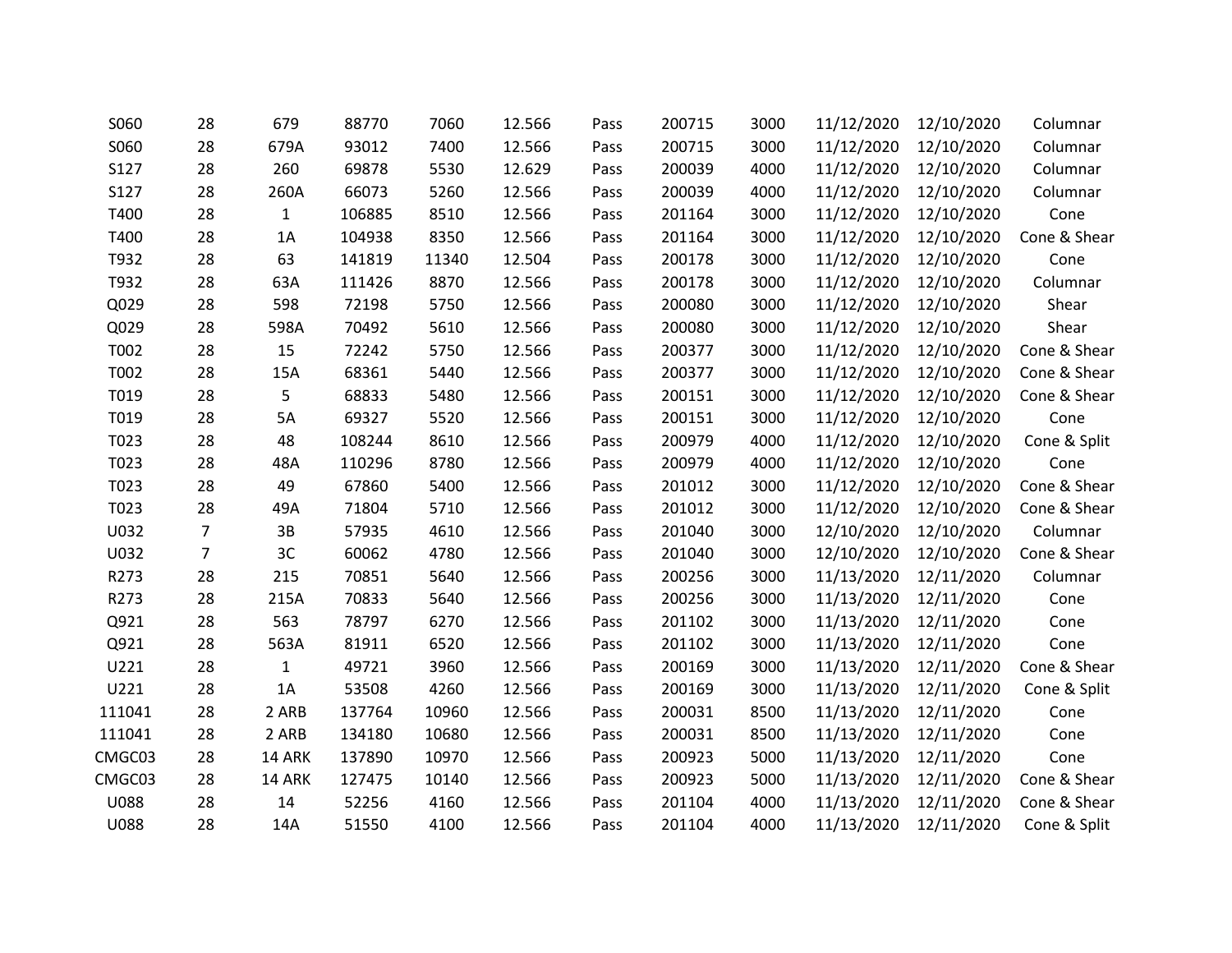| S060 | 28 | 679 | 88770 | 7060 | 12.566 | Pass | 200715 | 3000 | 11/12/2020 | 12/10/2020 | Columnar |
|---|---|---|---|---|---|---|---|---|---|---|---|
| S060 | 28 | 679A | 93012 | 7400 | 12.566 | Pass | 200715 | 3000 | 11/12/2020 | 12/10/2020 | Columnar |
| S127 | 28 | 260 | 69878 | 5530 | 12.629 | Pass | 200039 | 4000 | 11/12/2020 | 12/10/2020 | Columnar |
| S127 | 28 | 260A | 66073 | 5260 | 12.566 | Pass | 200039 | 4000 | 11/12/2020 | 12/10/2020 | Columnar |
| T400 | 28 | 1 | 106885 | 8510 | 12.566 | Pass | 201164 | 3000 | 11/12/2020 | 12/10/2020 | Cone |
| T400 | 28 | 1A | 104938 | 8350 | 12.566 | Pass | 201164 | 3000 | 11/12/2020 | 12/10/2020 | Cone & Shear |
| T932 | 28 | 63 | 141819 | 11340 | 12.504 | Pass | 200178 | 3000 | 11/12/2020 | 12/10/2020 | Cone |
| T932 | 28 | 63A | 111426 | 8870 | 12.566 | Pass | 200178 | 3000 | 11/12/2020 | 12/10/2020 | Columnar |
| Q029 | 28 | 598 | 72198 | 5750 | 12.566 | Pass | 200080 | 3000 | 11/12/2020 | 12/10/2020 | Shear |
| Q029 | 28 | 598A | 70492 | 5610 | 12.566 | Pass | 200080 | 3000 | 11/12/2020 | 12/10/2020 | Shear |
| T002 | 28 | 15 | 72242 | 5750 | 12.566 | Pass | 200377 | 3000 | 11/12/2020 | 12/10/2020 | Cone & Shear |
| T002 | 28 | 15A | 68361 | 5440 | 12.566 | Pass | 200377 | 3000 | 11/12/2020 | 12/10/2020 | Cone & Shear |
| T019 | 28 | 5 | 68833 | 5480 | 12.566 | Pass | 200151 | 3000 | 11/12/2020 | 12/10/2020 | Cone & Shear |
| T019 | 28 | 5A | 69327 | 5520 | 12.566 | Pass | 200151 | 3000 | 11/12/2020 | 12/10/2020 | Cone |
| T023 | 28 | 48 | 108244 | 8610 | 12.566 | Pass | 200979 | 4000 | 11/12/2020 | 12/10/2020 | Cone & Split |
| T023 | 28 | 48A | 110296 | 8780 | 12.566 | Pass | 200979 | 4000 | 11/12/2020 | 12/10/2020 | Cone |
| T023 | 28 | 49 | 67860 | 5400 | 12.566 | Pass | 201012 | 3000 | 11/12/2020 | 12/10/2020 | Cone & Shear |
| T023 | 28 | 49A | 71804 | 5710 | 12.566 | Pass | 201012 | 3000 | 11/12/2020 | 12/10/2020 | Cone & Shear |
| U032 | 7 | 3B | 57935 | 4610 | 12.566 | Pass | 201040 | 3000 | 12/10/2020 | 12/10/2020 | Columnar |
| U032 | 7 | 3C | 60062 | 4780 | 12.566 | Pass | 201040 | 3000 | 12/10/2020 | 12/10/2020 | Cone & Shear |
| R273 | 28 | 215 | 70851 | 5640 | 12.566 | Pass | 200256 | 3000 | 11/13/2020 | 12/11/2020 | Columnar |
| R273 | 28 | 215A | 70833 | 5640 | 12.566 | Pass | 200256 | 3000 | 11/13/2020 | 12/11/2020 | Cone |
| Q921 | 28 | 563 | 78797 | 6270 | 12.566 | Pass | 201102 | 3000 | 11/13/2020 | 12/11/2020 | Cone |
| Q921 | 28 | 563A | 81911 | 6520 | 12.566 | Pass | 201102 | 3000 | 11/13/2020 | 12/11/2020 | Cone |
| U221 | 28 | 1 | 49721 | 3960 | 12.566 | Pass | 200169 | 3000 | 11/13/2020 | 12/11/2020 | Cone & Shear |
| U221 | 28 | 1A | 53508 | 4260 | 12.566 | Pass | 200169 | 3000 | 11/13/2020 | 12/11/2020 | Cone & Split |
| 111041 | 28 | 2 ARB | 137764 | 10960 | 12.566 | Pass | 200031 | 8500 | 11/13/2020 | 12/11/2020 | Cone |
| 111041 | 28 | 2 ARB | 134180 | 10680 | 12.566 | Pass | 200031 | 8500 | 11/13/2020 | 12/11/2020 | Cone |
| CMGC03 | 28 | 14 ARK | 137890 | 10970 | 12.566 | Pass | 200923 | 5000 | 11/13/2020 | 12/11/2020 | Cone |
| CMGC03 | 28 | 14 ARK | 127475 | 10140 | 12.566 | Pass | 200923 | 5000 | 11/13/2020 | 12/11/2020 | Cone & Shear |
| U088 | 28 | 14 | 52256 | 4160 | 12.566 | Pass | 201104 | 4000 | 11/13/2020 | 12/11/2020 | Cone & Shear |
| U088 | 28 | 14A | 51550 | 4100 | 12.566 | Pass | 201104 | 4000 | 11/13/2020 | 12/11/2020 | Cone & Split |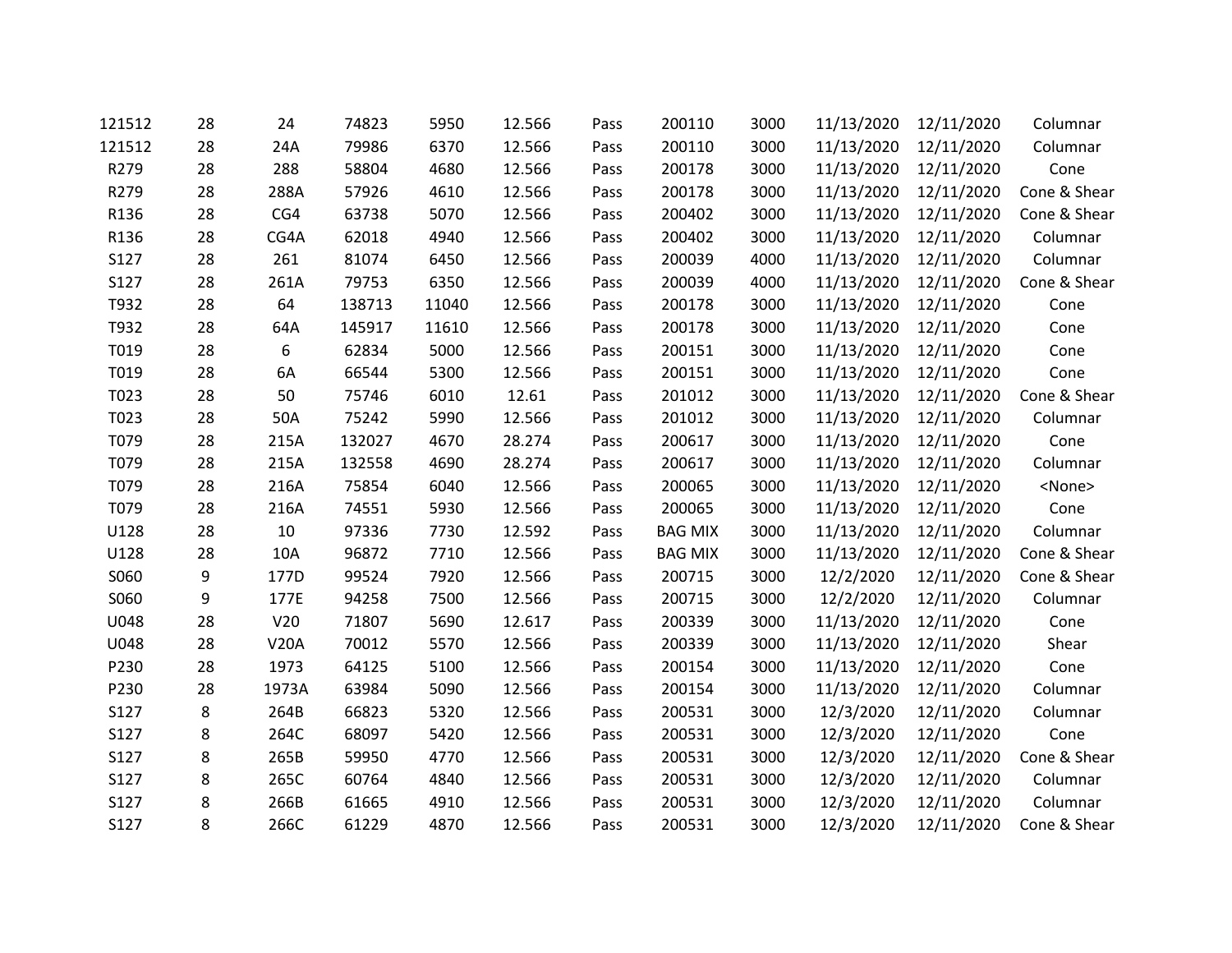| | | | | | | | | | | | |
|---|---|---|---|---|---|---|---|---|---|---|---|
| 121512 | 28 | 24 | 74823 | 5950 | 12.566 | Pass | 200110 | 3000 | 11/13/2020 | 12/11/2020 | Columnar |
| 121512 | 28 | 24A | 79986 | 6370 | 12.566 | Pass | 200110 | 3000 | 11/13/2020 | 12/11/2020 | Columnar |
| R279 | 28 | 288 | 58804 | 4680 | 12.566 | Pass | 200178 | 3000 | 11/13/2020 | 12/11/2020 | Cone |
| R279 | 28 | 288A | 57926 | 4610 | 12.566 | Pass | 200178 | 3000 | 11/13/2020 | 12/11/2020 | Cone & Shear |
| R136 | 28 | CG4 | 63738 | 5070 | 12.566 | Pass | 200402 | 3000 | 11/13/2020 | 12/11/2020 | Cone & Shear |
| R136 | 28 | CG4A | 62018 | 4940 | 12.566 | Pass | 200402 | 3000 | 11/13/2020 | 12/11/2020 | Columnar |
| S127 | 28 | 261 | 81074 | 6450 | 12.566 | Pass | 200039 | 4000 | 11/13/2020 | 12/11/2020 | Columnar |
| S127 | 28 | 261A | 79753 | 6350 | 12.566 | Pass | 200039 | 4000 | 11/13/2020 | 12/11/2020 | Cone & Shear |
| T932 | 28 | 64 | 138713 | 11040 | 12.566 | Pass | 200178 | 3000 | 11/13/2020 | 12/11/2020 | Cone |
| T932 | 28 | 64A | 145917 | 11610 | 12.566 | Pass | 200178 | 3000 | 11/13/2020 | 12/11/2020 | Cone |
| T019 | 28 | 6 | 62834 | 5000 | 12.566 | Pass | 200151 | 3000 | 11/13/2020 | 12/11/2020 | Cone |
| T019 | 28 | 6A | 66544 | 5300 | 12.566 | Pass | 200151 | 3000 | 11/13/2020 | 12/11/2020 | Cone |
| T023 | 28 | 50 | 75746 | 6010 | 12.61 | Pass | 201012 | 3000 | 11/13/2020 | 12/11/2020 | Cone & Shear |
| T023 | 28 | 50A | 75242 | 5990 | 12.566 | Pass | 201012 | 3000 | 11/13/2020 | 12/11/2020 | Columnar |
| T079 | 28 | 215A | 132027 | 4670 | 28.274 | Pass | 200617 | 3000 | 11/13/2020 | 12/11/2020 | Cone |
| T079 | 28 | 215A | 132558 | 4690 | 28.274 | Pass | 200617 | 3000 | 11/13/2020 | 12/11/2020 | Columnar |
| T079 | 28 | 216A | 75854 | 6040 | 12.566 | Pass | 200065 | 3000 | 11/13/2020 | 12/11/2020 | <None> |
| T079 | 28 | 216A | 74551 | 5930 | 12.566 | Pass | 200065 | 3000 | 11/13/2020 | 12/11/2020 | Cone |
| U128 | 28 | 10 | 97336 | 7730 | 12.592 | Pass | BAG MIX | 3000 | 11/13/2020 | 12/11/2020 | Columnar |
| U128 | 28 | 10A | 96872 | 7710 | 12.566 | Pass | BAG MIX | 3000 | 11/13/2020 | 12/11/2020 | Cone & Shear |
| S060 | 9 | 177D | 99524 | 7920 | 12.566 | Pass | 200715 | 3000 | 12/2/2020 | 12/11/2020 | Cone & Shear |
| S060 | 9 | 177E | 94258 | 7500 | 12.566 | Pass | 200715 | 3000 | 12/2/2020 | 12/11/2020 | Columnar |
| U048 | 28 | V20 | 71807 | 5690 | 12.617 | Pass | 200339 | 3000 | 11/13/2020 | 12/11/2020 | Cone |
| U048 | 28 | V20A | 70012 | 5570 | 12.566 | Pass | 200339 | 3000 | 11/13/2020 | 12/11/2020 | Shear |
| P230 | 28 | 1973 | 64125 | 5100 | 12.566 | Pass | 200154 | 3000 | 11/13/2020 | 12/11/2020 | Cone |
| P230 | 28 | 1973A | 63984 | 5090 | 12.566 | Pass | 200154 | 3000 | 11/13/2020 | 12/11/2020 | Columnar |
| S127 | 8 | 264B | 66823 | 5320 | 12.566 | Pass | 200531 | 3000 | 12/3/2020 | 12/11/2020 | Columnar |
| S127 | 8 | 264C | 68097 | 5420 | 12.566 | Pass | 200531 | 3000 | 12/3/2020 | 12/11/2020 | Cone |
| S127 | 8 | 265B | 59950 | 4770 | 12.566 | Pass | 200531 | 3000 | 12/3/2020 | 12/11/2020 | Cone & Shear |
| S127 | 8 | 265C | 60764 | 4840 | 12.566 | Pass | 200531 | 3000 | 12/3/2020 | 12/11/2020 | Columnar |
| S127 | 8 | 266B | 61665 | 4910 | 12.566 | Pass | 200531 | 3000 | 12/3/2020 | 12/11/2020 | Columnar |
| S127 | 8 | 266C | 61229 | 4870 | 12.566 | Pass | 200531 | 3000 | 12/3/2020 | 12/11/2020 | Cone & Shear |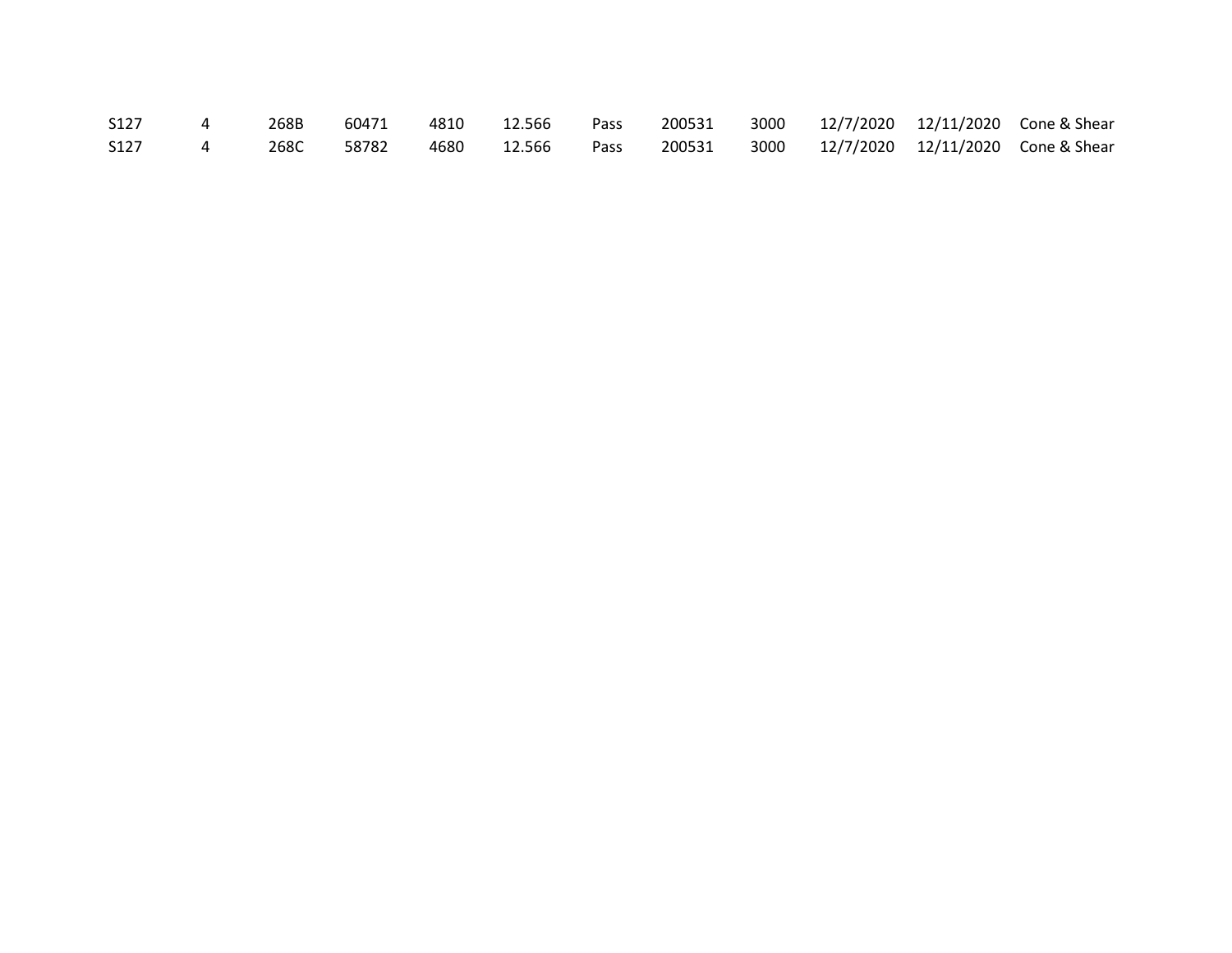| | | | | | | | | | | | |
|---|---|---|---|---|---|---|---|---|---|---|---|
| S127 | 4 | 268B | 60471 | 4810 | 12.566 | Pass | 200531 | 3000 | 12/7/2020 | 12/11/2020 | Cone & Shear |
| S127 | 4 | 268C | 58782 | 4680 | 12.566 | Pass | 200531 | 3000 | 12/7/2020 | 12/11/2020 | Cone & Shear |